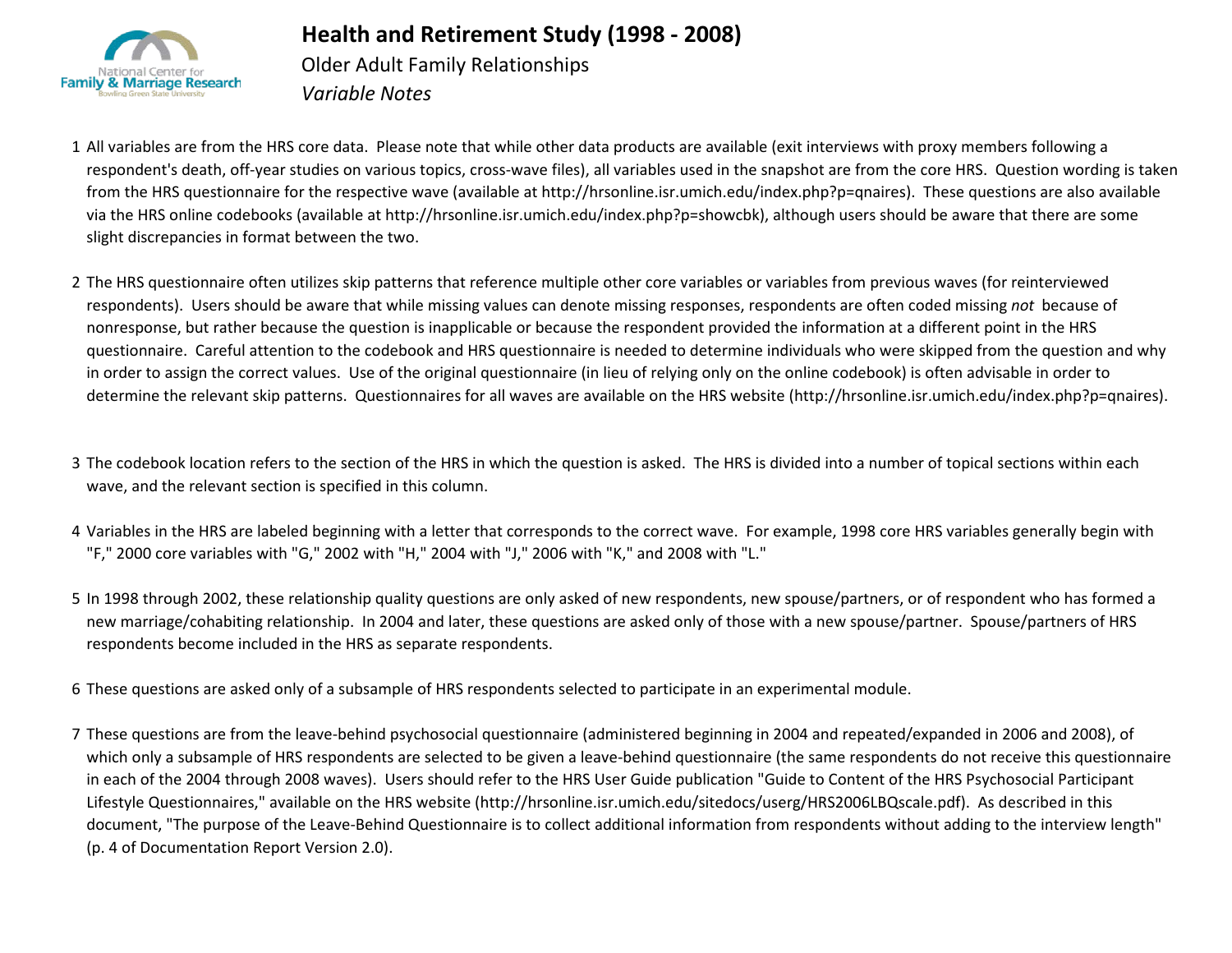# Health and Retirement Study (1998 - 2008)

Older Adult Family Relationships

*Variable Notes*

1. All variables are from the HRS core data. Please note that while other data products are available (exit interviews with proxy members following a respondent's death, off-year studies on various topics, cross-wave files), all variables used in the snapshot are from the core HRS. Question wording is taken from the HRS questionnaire for the respective wave (available at http://hrsonline.isr.umich.edu/index.php?p=qnaires). These questions are also available via the HRS online codebooks (available at http://hrsonline.isr.umich.edu/index.php?p=showcbk), although users should be aware that there are some slight discrepancies in format between the two.

2. The HRS questionnaire often utilizes skip patterns that reference multiple other core variables or variables from previous waves (for reinterviewed respondents). Users should be aware that while missing values can denote missing responses, respondents are often coded missing *not* because of nonresponse, but rather because the question is inapplicable or because the respondent provided the information at a different point in the HRS questionnaire. Careful attention to the codebook and HRS questionnaire is needed to determine individuals who were skipped from the question and why in order to assign the correct values. Use of the original questionnaire (in lieu of relying only on the online codebook) is often advisable in order to determine the relevant skip patterns. Questionnaires for all waves are available on the HRS website (http://hrsonline.isr.umich.edu/index.php?p=qnaires).

3. The codebook location refers to the section of the HRS in which the question is asked. The HRS is divided into a number of topical sections within each wave, and the relevant section is specified in this column.

4. Variables in the HRS are labeled beginning with a letter that corresponds to the correct wave. For example, 1998 core HRS variables generally begin with "F," 2000 core variables with "G," 2002 with "H," 2004 with "J," 2006 with "K," and 2008 with "L."

5. In 1998 through 2002, these relationship quality questions are only asked of new respondents, new spouse/partners, or of respondent who has formed a new marriage/cohabiting relationship. In 2004 and later, these questions are asked only of those with a new spouse/partner. Spouse/partners of HRS respondents become included in the HRS as separate respondents.

6. These questions are asked only of a subsample of HRS respondents selected to participate in an experimental module.

7. These questions are from the leave-behind psychosocial questionnaire (administered beginning in 2004 and repeated/expanded in 2006 and 2008), of which only a subsample of HRS respondents are selected to be given a leave-behind questionnaire (the same respondents do not receive this questionnaire in each of the 2004 through 2008 waves). Users should refer to the HRS User Guide publication "Guide to Content of the HRS Psychosocial Participant Lifestyle Questionnaires," available on the HRS website (http://hrsonline.isr.umich.edu/sitedocs/userg/HRS2006LBQscale.pdf). As described in this document, "The purpose of the Leave-Behind Questionnaire is to collect additional information from respondents without adding to the interview length" (p. 4 of Documentation Report Version 2.0).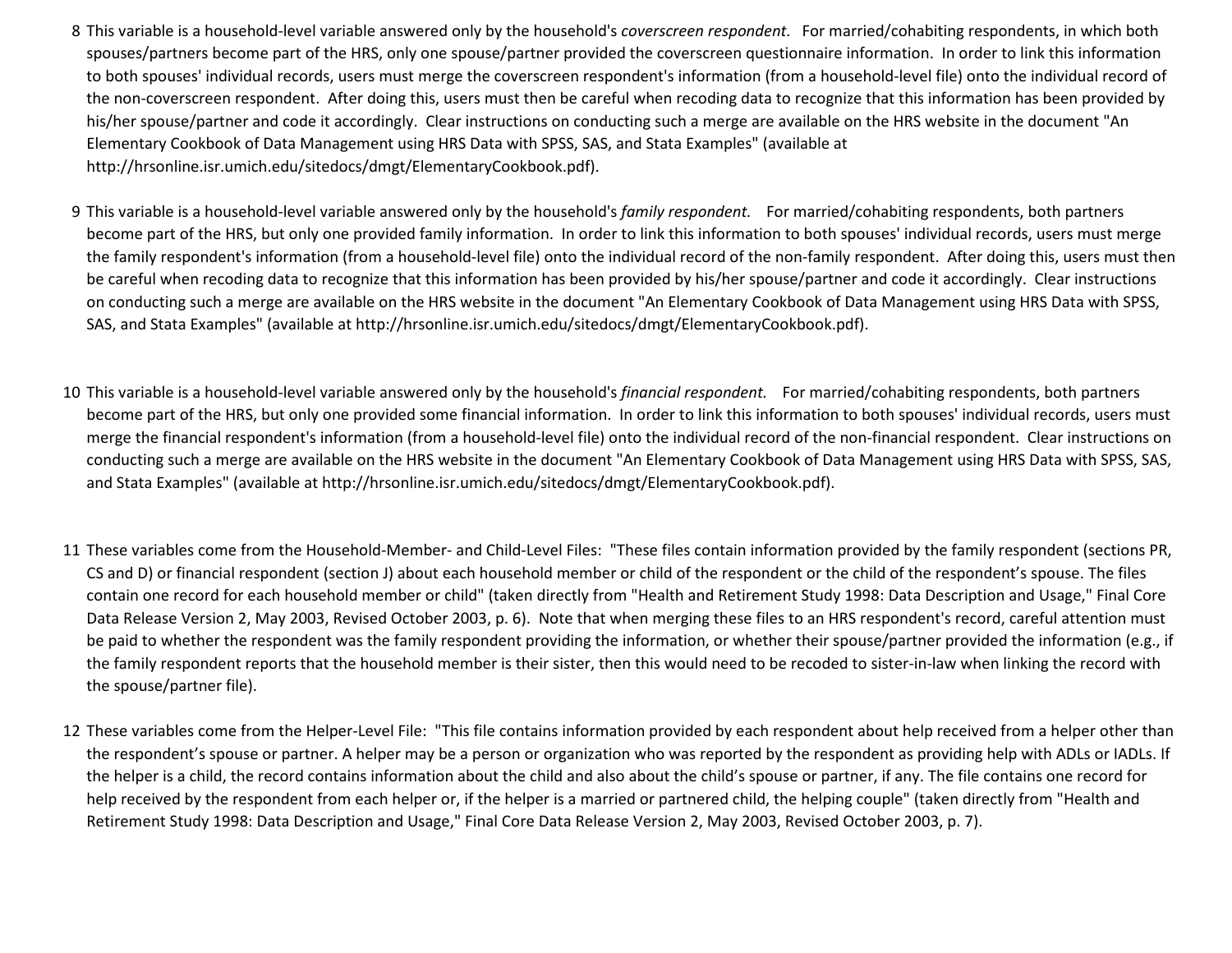8 This variable is a household-level variable answered only by the household's *coverscreen respondent.* For married/cohabiting respondents, in which both spouses/partners become part of the HRS, only one spouse/partner provided the coverscreen questionnaire information. In order to link this information to both spouses' individual records, users must merge the coverscreen respondent's information (from a household-level file) onto the individual record of the non-coverscreen respondent. After doing this, users must then be careful when recoding data to recognize that this information has been provided by his/her spouse/partner and code it accordingly. Clear instructions on conducting such a merge are available on the HRS website in the document "An Elementary Cookbook of Data Management using HRS Data with SPSS, SAS, and Stata Examples" (available at http://hrsonline.isr.umich.edu/sitedocs/dmgt/ElementaryCookbook.pdf).

9 This variable is a household-level variable answered only by the household's *family respondent.* For married/cohabiting respondents, both partners become part of the HRS, but only one provided family information. In order to link this information to both spouses' individual records, users must merge the family respondent's information (from a household-level file) onto the individual record of the non-family respondent. After doing this, users must then be careful when recoding data to recognize that this information has been provided by his/her spouse/partner and code it accordingly. Clear instructions on conducting such a merge are available on the HRS website in the document "An Elementary Cookbook of Data Management using HRS Data with SPSS, SAS, and Stata Examples" (available at http://hrsonline.isr.umich.edu/sitedocs/dmgt/ElementaryCookbook.pdf).

10 This variable is a household-level variable answered only by the household's *financial respondent.* For married/cohabiting respondents, both partners become part of the HRS, but only one provided some financial information. In order to link this information to both spouses' individual records, users must merge the financial respondent's information (from a household-level file) onto the individual record of the non-financial respondent. Clear instructions on conducting such a merge are available on the HRS website in the document "An Elementary Cookbook of Data Management using HRS Data with SPSS, SAS, and Stata Examples" (available at http://hrsonline.isr.umich.edu/sitedocs/dmgt/ElementaryCookbook.pdf).

11 These variables come from the Household-Member- and Child-Level Files: "These files contain information provided by the family respondent (sections PR, CS and D) or financial respondent (section J) about each household member or child of the respondent or the child of the respondent's spouse. The files contain one record for each household member or child" (taken directly from "Health and Retirement Study 1998: Data Description and Usage," Final Core Data Release Version 2, May 2003, Revised October 2003, p. 6). Note that when merging these files to an HRS respondent's record, careful attention must be paid to whether the respondent was the family respondent providing the information, or whether their spouse/partner provided the information (e.g., if the family respondent reports that the household member is their sister, then this would need to be recoded to sister-in-law when linking the record with the spouse/partner file).

12 These variables come from the Helper-Level File: "This file contains information provided by each respondent about help received from a helper other than the respondent's spouse or partner. A helper may be a person or organization who was reported by the respondent as providing help with ADLs or IADLs. If the helper is a child, the record contains information about the child and also about the child's spouse or partner, if any. The file contains one record for help received by the respondent from each helper or, if the helper is a married or partnered child, the helping couple" (taken directly from "Health and Retirement Study 1998: Data Description and Usage," Final Core Data Release Version 2, May 2003, Revised October 2003, p. 7).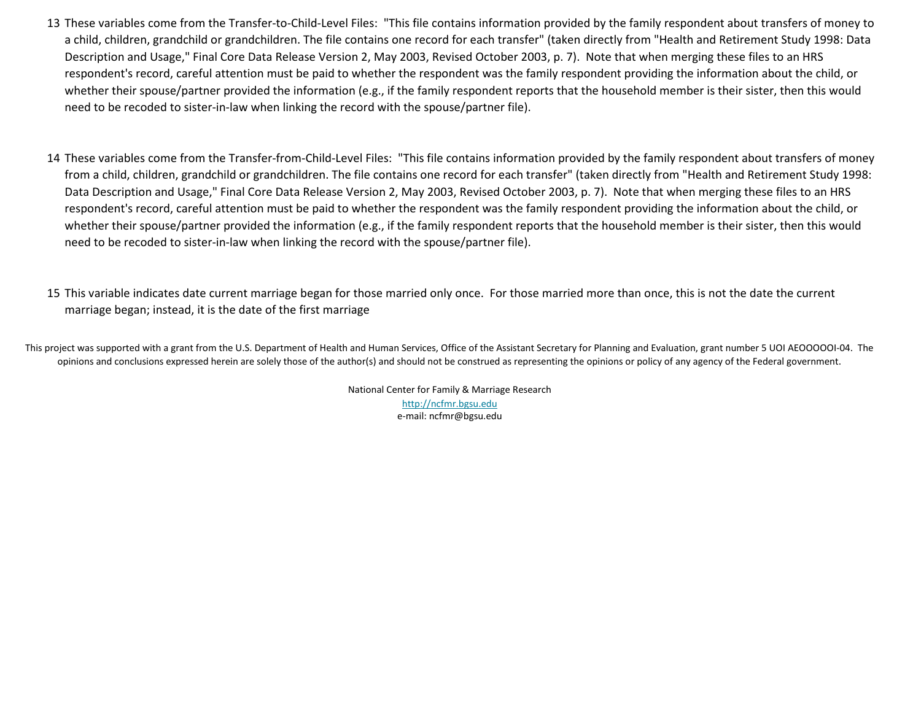13 These variables come from the Transfer-to-Child-Level Files: "This file contains information provided by the family respondent about transfers of money to a child, children, grandchild or grandchildren. The file contains one record for each transfer" (taken directly from "Health and Retirement Study 1998: Data Description and Usage," Final Core Data Release Version 2, May 2003, Revised October 2003, p. 7). Note that when merging these files to an HRS respondent's record, careful attention must be paid to whether the respondent was the family respondent providing the information about the child, or whether their spouse/partner provided the information (e.g., if the family respondent reports that the household member is their sister, then this would need to be recoded to sister-in-law when linking the record with the spouse/partner file).

14 These variables come from the Transfer-from-Child-Level Files: "This file contains information provided by the family respondent about transfers of money from a child, children, grandchild or grandchildren. The file contains one record for each transfer" (taken directly from "Health and Retirement Study 1998: Data Description and Usage," Final Core Data Release Version 2, May 2003, Revised October 2003, p. 7). Note that when merging these files to an HRS respondent's record, careful attention must be paid to whether the respondent was the family respondent providing the information about the child, or whether their spouse/partner provided the information (e.g., if the family respondent reports that the household member is their sister, then this would need to be recoded to sister-in-law when linking the record with the spouse/partner file).

15 This variable indicates date current marriage began for those married only once. For those married more than once, this is not the date the current marriage began; instead, it is the date of the first marriage

This project was supported with a grant from the U.S. Department of Health and Human Services, Office of the Assistant Secretary for Planning and Evaluation, grant number 5 UOI AEOOOOOI-04. The opinions and conclusions expressed herein are solely those of the author(s) and should not be construed as representing the opinions or policy of any agency of the Federal government.

National Center for Family & Marriage Research
http://ncfmr.bgsu.edu
e-mail: ncfmr@bgsu.edu